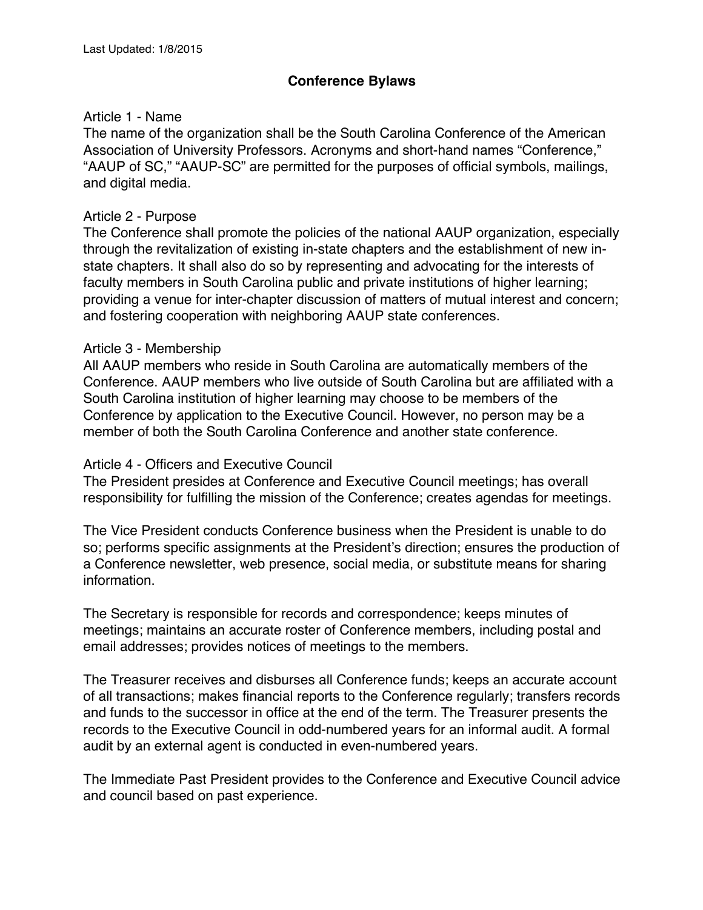Last Updated: 1/8/2015

# Conference Bylaws

## Article 1 - Name

The name of the organization shall be the South Carolina Conference of the American Association of University Professors. Acronyms and short-hand names "Conference," "AAUP of SC," "AAUP-SC" are permitted for the purposes of official symbols, mailings, and digital media.

## Article 2 - Purpose

The Conference shall promote the policies of the national AAUP organization, especially through the revitalization of existing in-state chapters and the establishment of new in-state chapters. It shall also do so by representing and advocating for the interests of faculty members in South Carolina public and private institutions of higher learning; providing a venue for inter-chapter discussion of matters of mutual interest and concern; and fostering cooperation with neighboring AAUP state conferences.

## Article 3 - Membership

All AAUP members who reside in South Carolina are automatically members of the Conference. AAUP members who live outside of South Carolina but are affiliated with a South Carolina institution of higher learning may choose to be members of the Conference by application to the Executive Council. However, no person may be a member of both the South Carolina Conference and another state conference.

## Article 4 - Officers and Executive Council

The President presides at Conference and Executive Council meetings; has overall responsibility for fulfilling the mission of the Conference; creates agendas for meetings.

The Vice President conducts Conference business when the President is unable to do so; performs specific assignments at the President's direction; ensures the production of a Conference newsletter, web presence, social media, or substitute means for sharing information.

The Secretary is responsible for records and correspondence; keeps minutes of meetings; maintains an accurate roster of Conference members, including postal and email addresses; provides notices of meetings to the members.

The Treasurer receives and disburses all Conference funds; keeps an accurate account of all transactions; makes financial reports to the Conference regularly; transfers records and funds to the successor in office at the end of the term. The Treasurer presents the records to the Executive Council in odd-numbered years for an informal audit. A formal audit by an external agent is conducted in even-numbered years.

The Immediate Past President provides to the Conference and Executive Council advice and council based on past experience.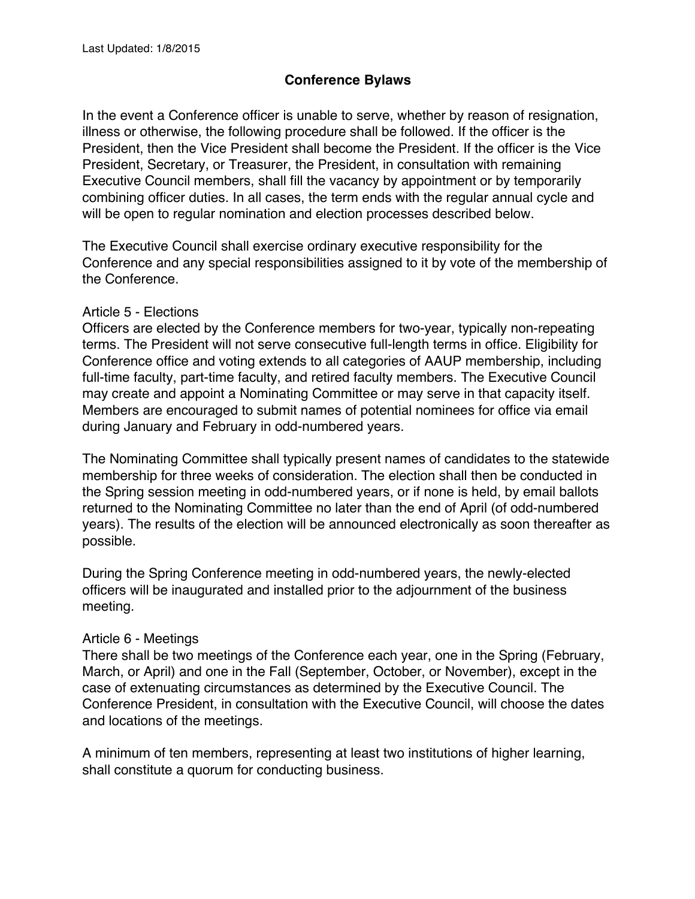Last Updated: 1/8/2015

## Conference Bylaws

In the event a Conference officer is unable to serve, whether by reason of resignation, illness or otherwise, the following procedure shall be followed. If the officer is the President, then the Vice President shall become the President. If the officer is the Vice President, Secretary, or Treasurer, the President, in consultation with remaining Executive Council members, shall fill the vacancy by appointment or by temporarily combining officer duties. In all cases, the term ends with the regular annual cycle and will be open to regular nomination and election processes described below.

The Executive Council shall exercise ordinary executive responsibility for the Conference and any special responsibilities assigned to it by vote of the membership of the Conference.

### Article 5 - Elections

Officers are elected by the Conference members for two-year, typically non-repeating terms. The President will not serve consecutive full-length terms in office. Eligibility for Conference office and voting extends to all categories of AAUP membership, including full-time faculty, part-time faculty, and retired faculty members. The Executive Council may create and appoint a Nominating Committee or may serve in that capacity itself. Members are encouraged to submit names of potential nominees for office via email during January and February in odd-numbered years.

The Nominating Committee shall typically present names of candidates to the statewide membership for three weeks of consideration. The election shall then be conducted in the Spring session meeting in odd-numbered years, or if none is held, by email ballots returned to the Nominating Committee no later than the end of April (of odd-numbered years). The results of the election will be announced electronically as soon thereafter as possible.

During the Spring Conference meeting in odd-numbered years, the newly-elected officers will be inaugurated and installed prior to the adjournment of the business meeting.

### Article 6 - Meetings

There shall be two meetings of the Conference each year, one in the Spring (February, March, or April) and one in the Fall (September, October, or November), except in the case of extenuating circumstances as determined by the Executive Council. The Conference President, in consultation with the Executive Council, will choose the dates and locations of the meetings.

A minimum of ten members, representing at least two institutions of higher learning, shall constitute a quorum for conducting business.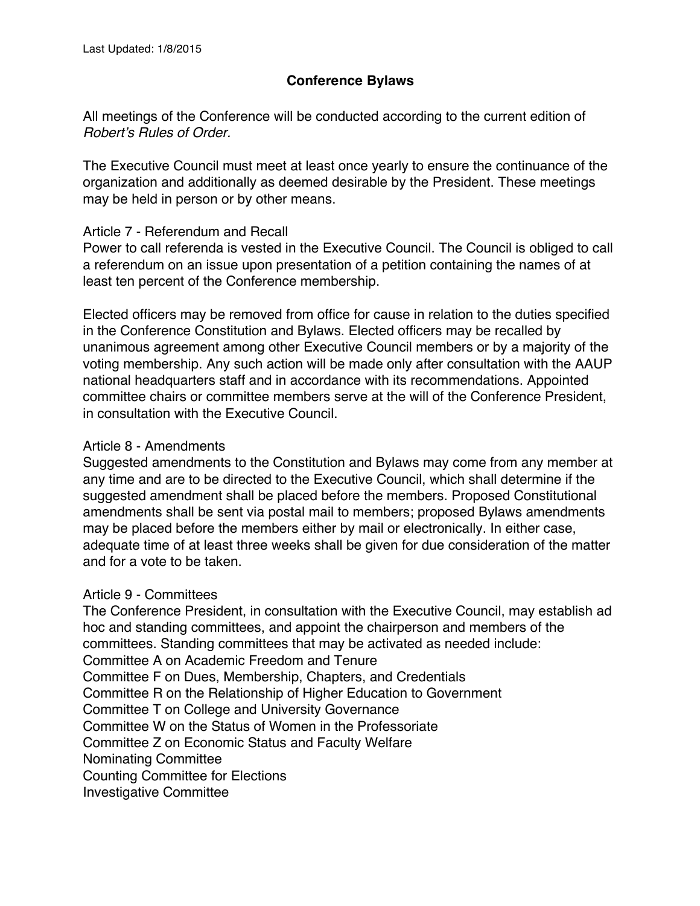Last Updated: 1/8/2015

# Conference Bylaws

All meetings of the Conference will be conducted according to the current edition of *Robert's Rules of Order.*

The Executive Council must meet at least once yearly to ensure the continuance of the organization and additionally as deemed desirable by the President. These meetings may be held in person or by other means.

## Article 7 - Referendum and Recall

Power to call referenda is vested in the Executive Council. The Council is obliged to call a referendum on an issue upon presentation of a petition containing the names of at least ten percent of the Conference membership.

Elected officers may be removed from office for cause in relation to the duties specified in the Conference Constitution and Bylaws. Elected officers may be recalled by unanimous agreement among other Executive Council members or by a majority of the voting membership. Any such action will be made only after consultation with the AAUP national headquarters staff and in accordance with its recommendations. Appointed committee chairs or committee members serve at the will of the Conference President, in consultation with the Executive Council.

## Article 8 - Amendments

Suggested amendments to the Constitution and Bylaws may come from any member at any time and are to be directed to the Executive Council, which shall determine if the suggested amendment shall be placed before the members. Proposed Constitutional amendments shall be sent via postal mail to members; proposed Bylaws amendments may be placed before the members either by mail or electronically. In either case, adequate time of at least three weeks shall be given for due consideration of the matter and for a vote to be taken.

## Article 9 - Committees

The Conference President, in consultation with the Executive Council, may establish ad hoc and standing committees, and appoint the chairperson and members of the committees. Standing committees that may be activated as needed include:

Committee A on Academic Freedom and Tenure
Committee F on Dues, Membership, Chapters, and Credentials
Committee R on the Relationship of Higher Education to Government
Committee T on College and University Governance
Committee W on the Status of Women in the Professoriate
Committee Z on Economic Status and Faculty Welfare
Nominating Committee
Counting Committee for Elections
Investigative Committee